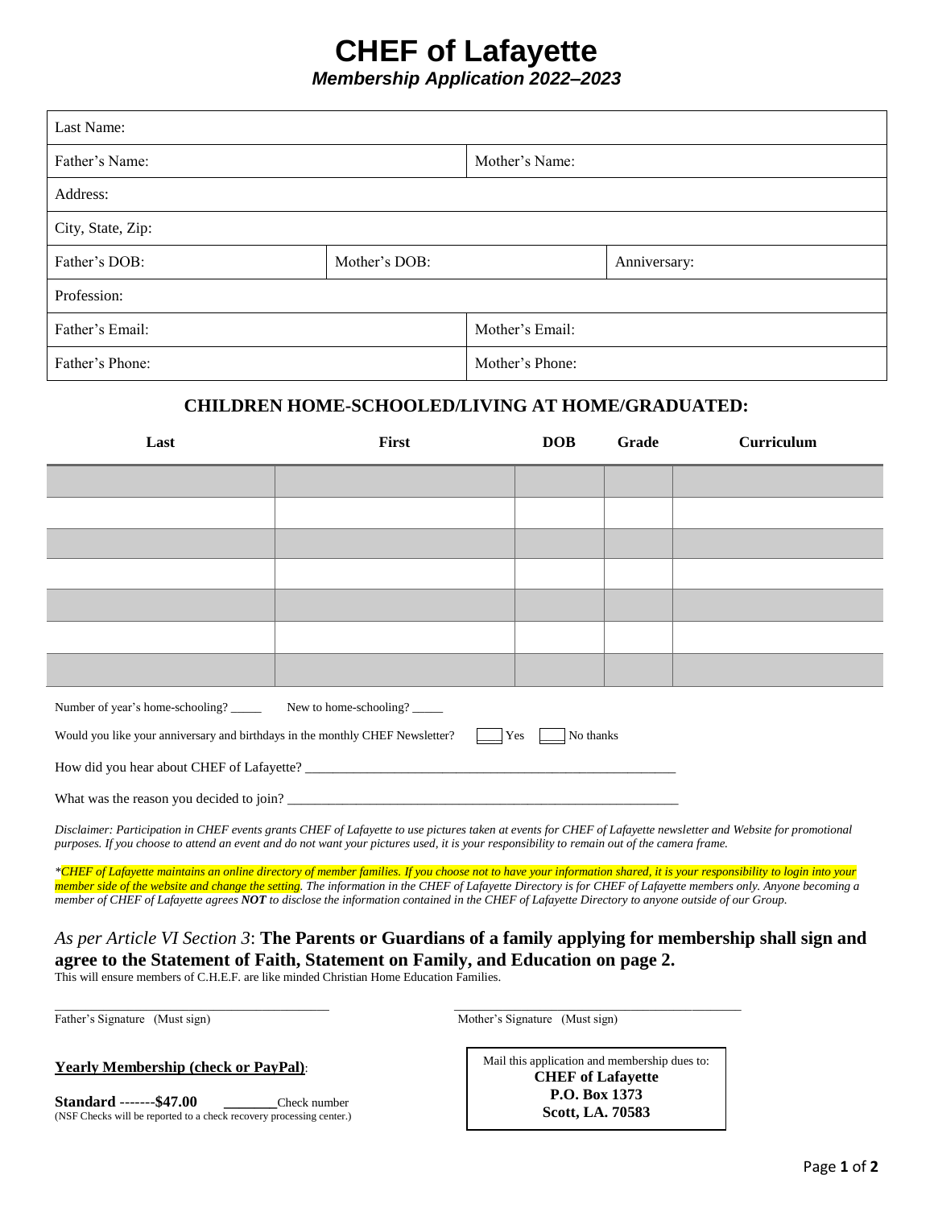# CHEF of Lafayette

***Membership Application 2022–2023***

| Last Name: | | |
|---|---|---|
| Father's Name: | | Mother's Name: |
| Address: | | |
| City, State, Zip: | | |
| Father's DOB: | Mother's DOB: | Anniversary: |
| Profession: | | |
| Father's Email: | | Mother's Email: |
| Father's Phone: | | Mother's Phone: |

## CHILDREN HOME-SCHOOLED/LIVING AT HOME/GRADUATED:

| Last | First | DOB | Grade | Curriculum |
|---|---|---|---|---|
| | | | | |
| | | | | |
| | | | | |
| | | | | |
| | | | | |
| | | | | |
| | | | | |

Number of year's home-schooling? _____ New to home-schooling? _____

Would you like your anniversary and birthdays in the monthly CHEF Newsletter? ___ Yes ___ No thanks

How did you hear about CHEF of Lafayette? ________________________________________________________

What was the reason you decided to join? __________________________________________________________

*Disclaimer: Participation in CHEF events grants CHEF of Lafayette to use pictures taken at events for CHEF of Lafayette newsletter and Website for promotional purposes. If you choose to attend an event and do not want your pictures used, it is your responsibility to remain out of the camera frame.*

*\*CHEF of Lafayette maintains an online directory of member families. If you choose not to have your information shared, it is your responsibility to login into your member side of the website and change the setting. The information in the CHEF of Lafayette Directory is for CHEF of Lafayette members only. Anyone becoming a member of CHEF of Lafayette agrees **NOT** to disclose the information contained in the CHEF of Lafayette Directory to anyone outside of our Group.*

*As per Article VI Section 3*: **The Parents or Guardians of a family applying for membership shall sign and agree to the Statement of Faith, Statement on Family, and Education on page 2.**
This will ensure members of C.H.E.F. are like minded Christian Home Education Families.

_____________________________________ _____________________________________
Father's Signature (Must sign) Mother's Signature (Must sign)

**Yearly Membership (check or PayPal)**:

**Standard -------$47.00** ________Check number
(NSF Checks will be reported to a check recovery processing center.)

Mail this application and membership dues to:
**CHEF of Lafayette**
**P.O. Box 1373**
**Scott, LA. 70583**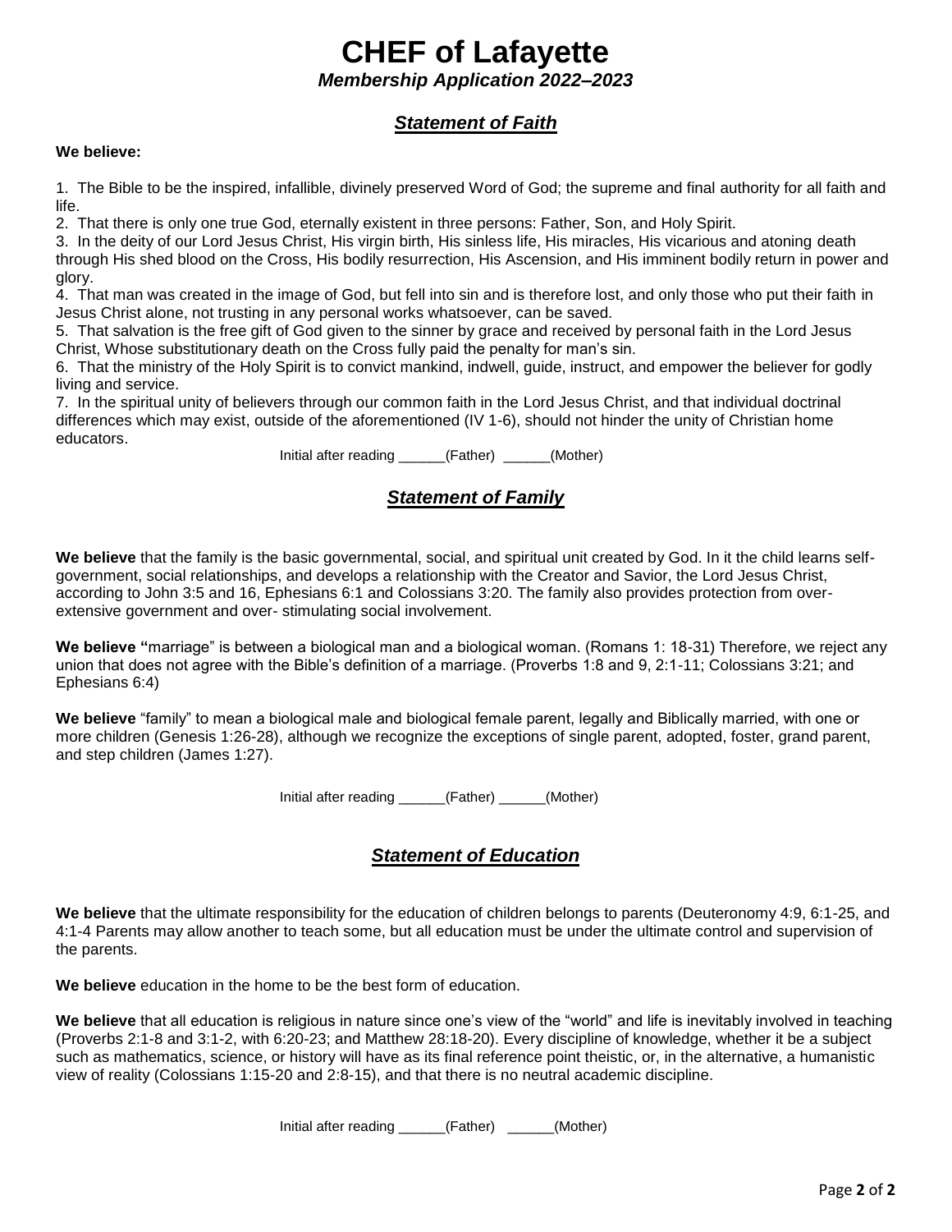# CHEF of Lafayette

***Membership Application 2022–2023***

## ***Statement of Faith***

**We believe:**

1. The Bible to be the inspired, infallible, divinely preserved Word of God; the supreme and final authority for all faith and life.
2. That there is only one true God, eternally existent in three persons: Father, Son, and Holy Spirit.
3. In the deity of our Lord Jesus Christ, His virgin birth, His sinless life, His miracles, His vicarious and atoning death through His shed blood on the Cross, His bodily resurrection, His Ascension, and His imminent bodily return in power and glory.
4. That man was created in the image of God, but fell into sin and is therefore lost, and only those who put their faith in Jesus Christ alone, not trusting in any personal works whatsoever, can be saved.
5. That salvation is the free gift of God given to the sinner by grace and received by personal faith in the Lord Jesus Christ, Whose substitutionary death on the Cross fully paid the penalty for man's sin.
6. That the ministry of the Holy Spirit is to convict mankind, indwell, guide, instruct, and empower the believer for godly living and service.
7. In the spiritual unity of believers through our common faith in the Lord Jesus Christ, and that individual doctrinal differences which may exist, outside of the aforementioned (IV 1-6), should not hinder the unity of Christian home educators.

Initial after reading ______(Father) ______(Mother)

## ***Statement of Family***

**We believe** that the family is the basic governmental, social, and spiritual unit created by God. In it the child learns self-government, social relationships, and develops a relationship with the Creator and Savior, the Lord Jesus Christ, according to John 3:5 and 16, Ephesians 6:1 and Colossians 3:20. The family also provides protection from over-extensive government and over- stimulating social involvement.

**We believe "**marriage" is between a biological man and a biological woman. (Romans 1: 18-31) Therefore, we reject any union that does not agree with the Bible's definition of a marriage. (Proverbs 1:8 and 9, 2:1-11; Colossians 3:21; and Ephesians 6:4)

**We believe** "family" to mean a biological male and biological female parent, legally and Biblically married, with one or more children (Genesis 1:26-28), although we recognize the exceptions of single parent, adopted, foster, grand parent, and step children (James 1:27).

Initial after reading ______(Father) ______(Mother)

## ***Statement of Education***

**We believe** that the ultimate responsibility for the education of children belongs to parents (Deuteronomy 4:9, 6:1-25, and 4:1-4 Parents may allow another to teach some, but all education must be under the ultimate control and supervision of the parents.

**We believe** education in the home to be the best form of education.

**We believe** that all education is religious in nature since one's view of the "world" and life is inevitably involved in teaching (Proverbs 2:1-8 and 3:1-2, with 6:20-23; and Matthew 28:18-20). Every discipline of knowledge, whether it be a subject such as mathematics, science, or history will have as its final reference point theistic, or, in the alternative, a humanistic view of reality (Colossians 1:15-20 and 2:8-15), and that there is no neutral academic discipline.

Initial after reading ______(Father) ______(Mother)